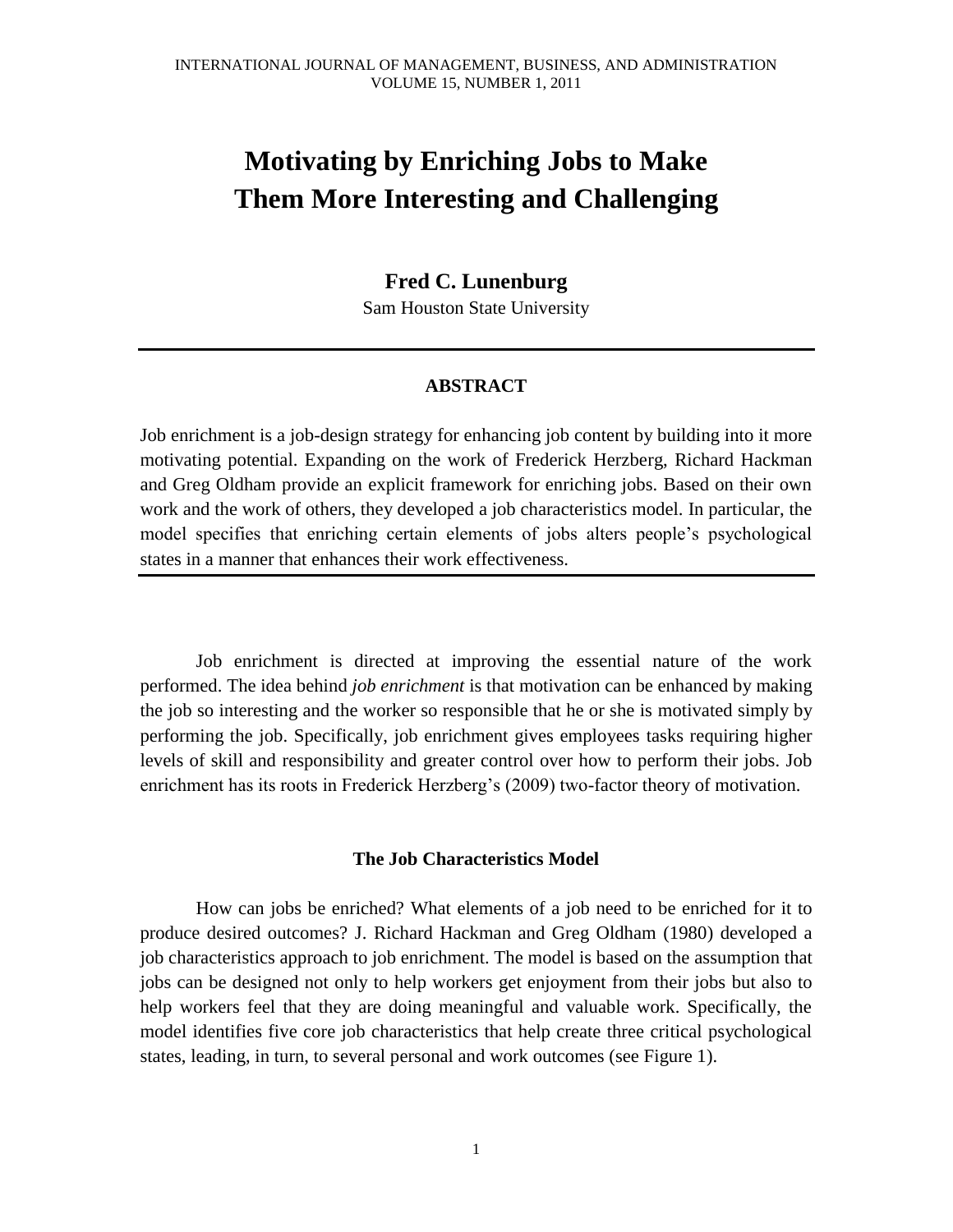# Motivating by Enriching Jobs to Make Them More Interesting and Challenging

**Fred C. Lunenburg**
Sam Houston State University

---

## ABSTRACT

Job enrichment is a job-design strategy for enhancing job content by building into it more motivating potential. Expanding on the work of Frederick Herzberg, Richard Hackman and Greg Oldham provide an explicit framework for enriching jobs. Based on their own work and the work of others, they developed a job characteristics model. In particular, the model specifies that enriching certain elements of jobs alters people's psychological states in a manner that enhances their work effectiveness.

---

Job enrichment is directed at improving the essential nature of the work performed. The idea behind *job enrichment* is that motivation can be enhanced by making the job so interesting and the worker so responsible that he or she is motivated simply by performing the job. Specifically, job enrichment gives employees tasks requiring higher levels of skill and responsibility and greater control over how to perform their jobs. Job enrichment has its roots in Frederick Herzberg's (2009) two-factor theory of motivation.

### The Job Characteristics Model

How can jobs be enriched? What elements of a job need to be enriched for it to produce desired outcomes? J. Richard Hackman and Greg Oldham (1980) developed a job characteristics approach to job enrichment. The model is based on the assumption that jobs can be designed not only to help workers get enjoyment from their jobs but also to help workers feel that they are doing meaningful and valuable work. Specifically, the model identifies five core job characteristics that help create three critical psychological states, leading, in turn, to several personal and work outcomes (see Figure 1).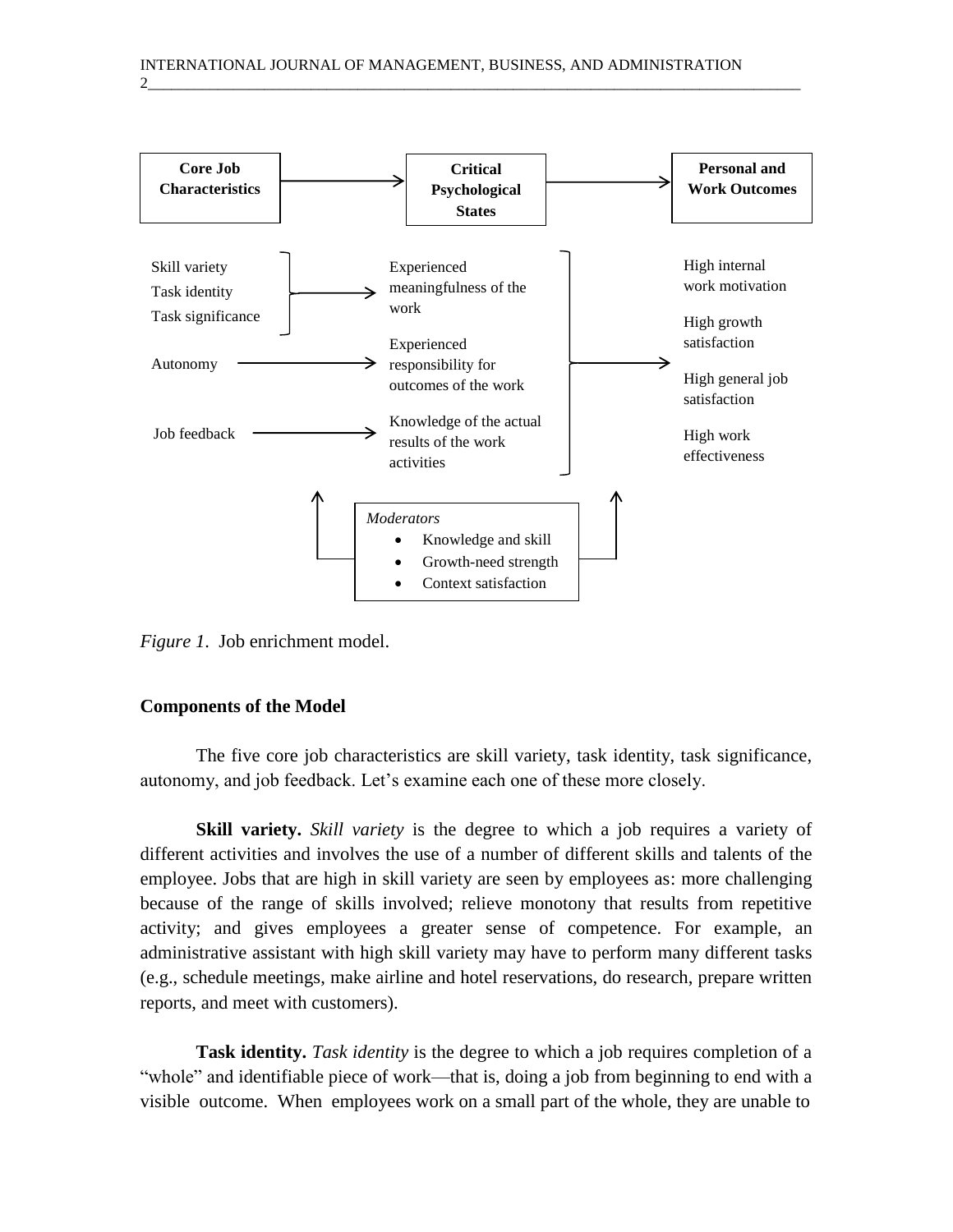Core Job Characteristics

Critical Psychological States

Personal and Work Outcomes

Skill variety
Task identity
Task significance

Experienced meaningfulness of the work

Autonomy

Experienced responsibility for outcomes of the work

Job feedback

Knowledge of the actual results of the work activities

High internal work motivation

High growth satisfaction

High general job satisfaction

High work effectiveness

*Moderators*

- Knowledge and skill
- Growth-need strength
- Context satisfaction

*Figure 1*. Job enrichment model.

### Components of the Model

The five core job characteristics are skill variety, task identity, task significance, autonomy, and job feedback. Let's examine each one of these more closely.

**Skill variety.** *Skill variety* is the degree to which a job requires a variety of different activities and involves the use of a number of different skills and talents of the employee. Jobs that are high in skill variety are seen by employees as: more challenging because of the range of skills involved; relieve monotony that results from repetitive activity; and gives employees a greater sense of competence. For example, an administrative assistant with high skill variety may have to perform many different tasks (e.g., schedule meetings, make airline and hotel reservations, do research, prepare written reports, and meet with customers).

**Task identity.** *Task identity* is the degree to which a job requires completion of a "whole" and identifiable piece of work—that is, doing a job from beginning to end with a visible outcome. When employees work on a small part of the whole, they are unable to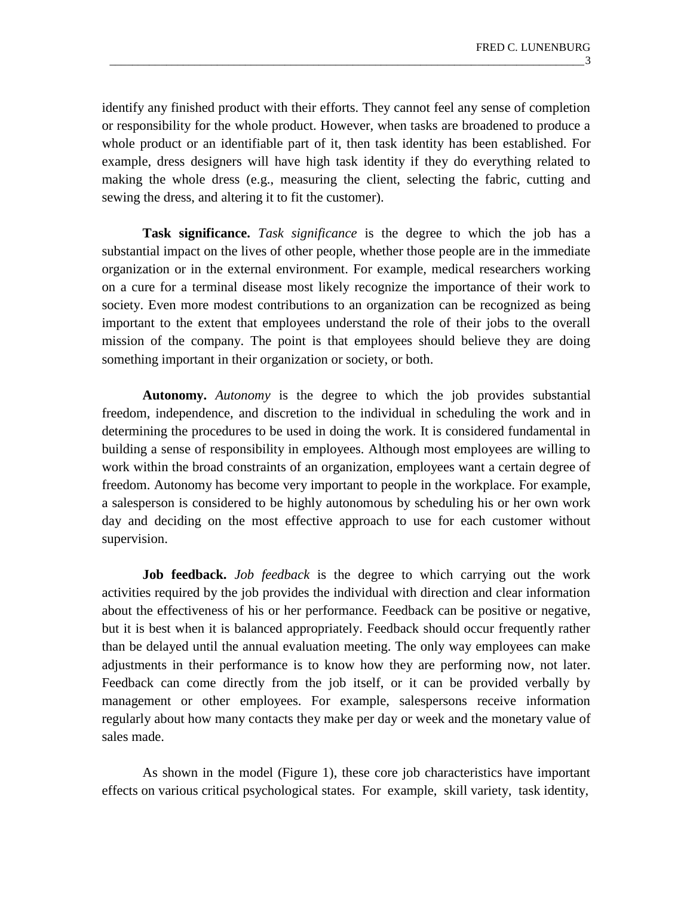identify any finished product with their efforts. They cannot feel any sense of completion or responsibility for the whole product. However, when tasks are broadened to produce a whole product or an identifiable part of it, then task identity has been established. For example, dress designers will have high task identity if they do everything related to making the whole dress (e.g., measuring the client, selecting the fabric, cutting and sewing the dress, and altering it to fit the customer).

**Task significance.** *Task significance* is the degree to which the job has a substantial impact on the lives of other people, whether those people are in the immediate organization or in the external environment. For example, medical researchers working on a cure for a terminal disease most likely recognize the importance of their work to society. Even more modest contributions to an organization can be recognized as being important to the extent that employees understand the role of their jobs to the overall mission of the company. The point is that employees should believe they are doing something important in their organization or society, or both.

**Autonomy.** *Autonomy* is the degree to which the job provides substantial freedom, independence, and discretion to the individual in scheduling the work and in determining the procedures to be used in doing the work. It is considered fundamental in building a sense of responsibility in employees. Although most employees are willing to work within the broad constraints of an organization, employees want a certain degree of freedom. Autonomy has become very important to people in the workplace. For example, a salesperson is considered to be highly autonomous by scheduling his or her own work day and deciding on the most effective approach to use for each customer without supervision.

**Job feedback.** *Job feedback* is the degree to which carrying out the work activities required by the job provides the individual with direction and clear information about the effectiveness of his or her performance. Feedback can be positive or negative, but it is best when it is balanced appropriately. Feedback should occur frequently rather than be delayed until the annual evaluation meeting. The only way employees can make adjustments in their performance is to know how they are performing now, not later. Feedback can come directly from the job itself, or it can be provided verbally by management or other employees. For example, salespersons receive information regularly about how many contacts they make per day or week and the monetary value of sales made.

As shown in the model (Figure 1), these core job characteristics have important effects on various critical psychological states. For example, skill variety, task identity,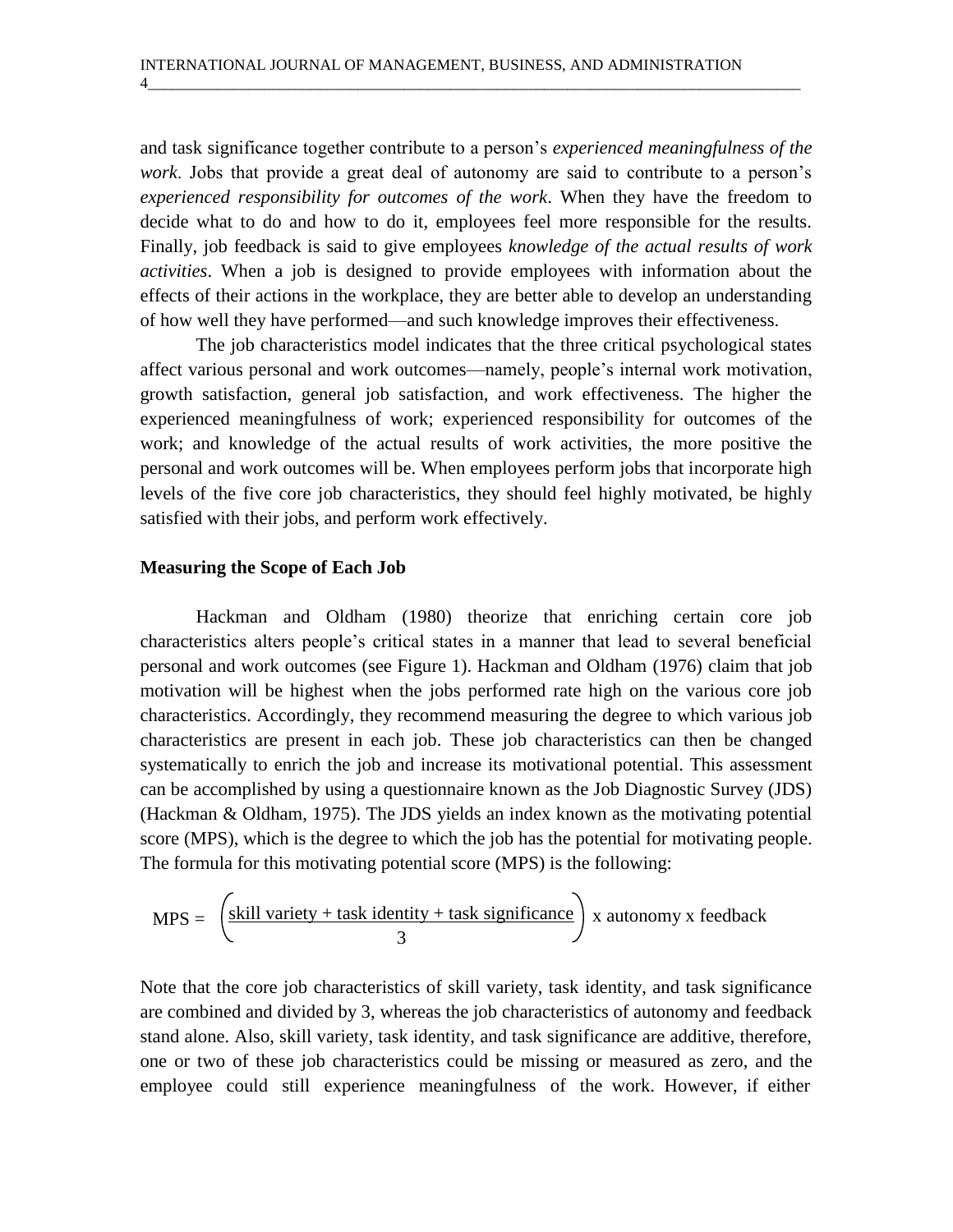and task significance together contribute to a person's *experienced meaningfulness of the work*. Jobs that provide a great deal of autonomy are said to contribute to a person's *experienced responsibility for outcomes of the work*. When they have the freedom to decide what to do and how to do it, employees feel more responsible for the results. Finally, job feedback is said to give employees *knowledge of the actual results of work activities*. When a job is designed to provide employees with information about the effects of their actions in the workplace, they are better able to develop an understanding of how well they have performed—and such knowledge improves their effectiveness.

The job characteristics model indicates that the three critical psychological states affect various personal and work outcomes—namely, people's internal work motivation, growth satisfaction, general job satisfaction, and work effectiveness. The higher the experienced meaningfulness of work; experienced responsibility for outcomes of the work; and knowledge of the actual results of work activities, the more positive the personal and work outcomes will be. When employees perform jobs that incorporate high levels of the five core job characteristics, they should feel highly motivated, be highly satisfied with their jobs, and perform work effectively.

**Measuring the Scope of Each Job**

Hackman and Oldham (1980) theorize that enriching certain core job characteristics alters people's critical states in a manner that lead to several beneficial personal and work outcomes (see Figure 1). Hackman and Oldham (1976) claim that job motivation will be highest when the jobs performed rate high on the various core job characteristics. Accordingly, they recommend measuring the degree to which various job characteristics are present in each job. These job characteristics can then be changed systematically to enrich the job and increase its motivational potential. This assessment can be accomplished by using a questionnaire known as the Job Diagnostic Survey (JDS) (Hackman & Oldham, 1975). The JDS yields an index known as the motivating potential score (MPS), which is the degree to which the job has the potential for motivating people. The formula for this motivating potential score (MPS) is the following:

$$\text{MPS} = \left(\frac{\text{skill variety + task identity + task significance}}{3}\right) \text{ x autonomy x feedback}$$

Note that the core job characteristics of skill variety, task identity, and task significance are combined and divided by 3, whereas the job characteristics of autonomy and feedback stand alone. Also, skill variety, task identity, and task significance are additive, therefore, one or two of these job characteristics could be missing or measured as zero, and the employee could still experience meaningfulness of the work. However, if either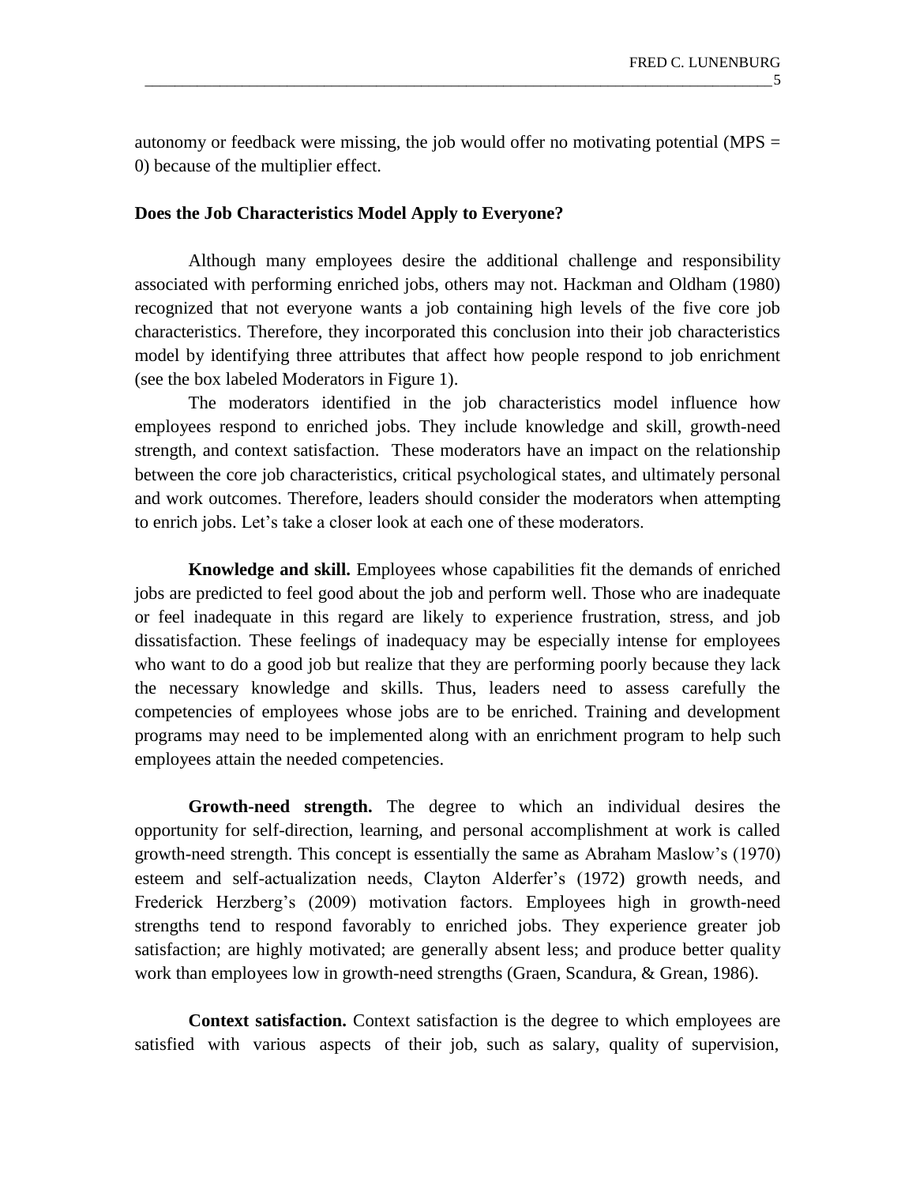autonomy or feedback were missing, the job would offer no motivating potential (MPS = 0) because of the multiplier effect.

### Does the Job Characteristics Model Apply to Everyone?

Although many employees desire the additional challenge and responsibility associated with performing enriched jobs, others may not. Hackman and Oldham (1980) recognized that not everyone wants a job containing high levels of the five core job characteristics. Therefore, they incorporated this conclusion into their job characteristics model by identifying three attributes that affect how people respond to job enrichment (see the box labeled Moderators in Figure 1).

The moderators identified in the job characteristics model influence how employees respond to enriched jobs. They include knowledge and skill, growth-need strength, and context satisfaction. These moderators have an impact on the relationship between the core job characteristics, critical psychological states, and ultimately personal and work outcomes. Therefore, leaders should consider the moderators when attempting to enrich jobs. Let's take a closer look at each one of these moderators.

**Knowledge and skill.** Employees whose capabilities fit the demands of enriched jobs are predicted to feel good about the job and perform well. Those who are inadequate or feel inadequate in this regard are likely to experience frustration, stress, and job dissatisfaction. These feelings of inadequacy may be especially intense for employees who want to do a good job but realize that they are performing poorly because they lack the necessary knowledge and skills. Thus, leaders need to assess carefully the competencies of employees whose jobs are to be enriched. Training and development programs may need to be implemented along with an enrichment program to help such employees attain the needed competencies.

**Growth-need strength.** The degree to which an individual desires the opportunity for self-direction, learning, and personal accomplishment at work is called growth-need strength. This concept is essentially the same as Abraham Maslow's (1970) esteem and self-actualization needs, Clayton Alderfer's (1972) growth needs, and Frederick Herzberg's (2009) motivation factors. Employees high in growth-need strengths tend to respond favorably to enriched jobs. They experience greater job satisfaction; are highly motivated; are generally absent less; and produce better quality work than employees low in growth-need strengths (Graen, Scandura, & Grean, 1986).

**Context satisfaction.** Context satisfaction is the degree to which employees are satisfied with various aspects of their job, such as salary, quality of supervision,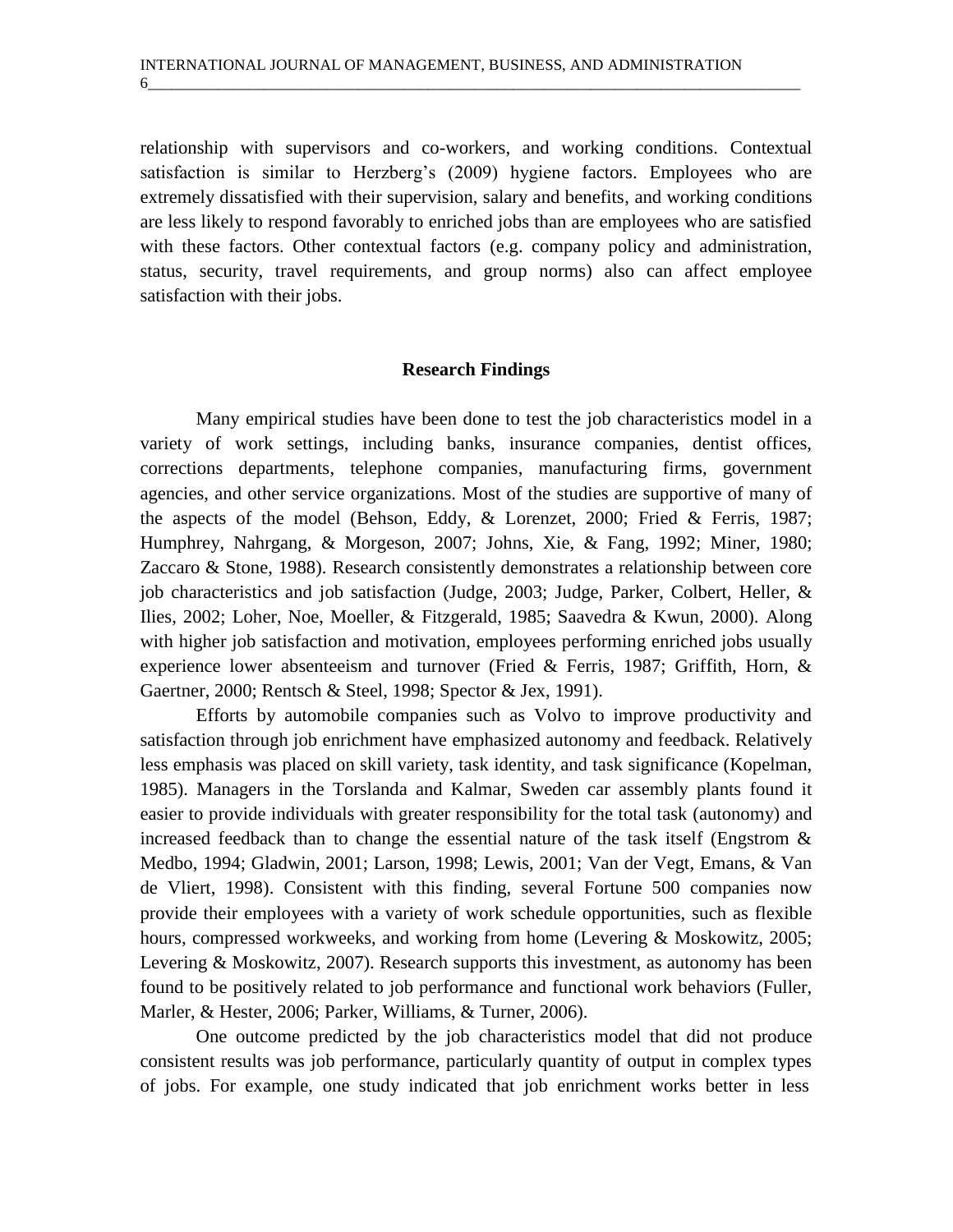relationship with supervisors and co-workers, and working conditions. Contextual satisfaction is similar to Herzberg's (2009) hygiene factors. Employees who are extremely dissatisfied with their supervision, salary and benefits, and working conditions are less likely to respond favorably to enriched jobs than are employees who are satisfied with these factors. Other contextual factors (e.g. company policy and administration, status, security, travel requirements, and group norms) also can affect employee satisfaction with their jobs.

## Research Findings

Many empirical studies have been done to test the job characteristics model in a variety of work settings, including banks, insurance companies, dentist offices, corrections departments, telephone companies, manufacturing firms, government agencies, and other service organizations. Most of the studies are supportive of many of the aspects of the model (Behson, Eddy, & Lorenzet, 2000; Fried & Ferris, 1987; Humphrey, Nahrgang, & Morgeson, 2007; Johns, Xie, & Fang, 1992; Miner, 1980; Zaccaro & Stone, 1988). Research consistently demonstrates a relationship between core job characteristics and job satisfaction (Judge, 2003; Judge, Parker, Colbert, Heller, & Ilies, 2002; Loher, Noe, Moeller, & Fitzgerald, 1985; Saavedra & Kwun, 2000). Along with higher job satisfaction and motivation, employees performing enriched jobs usually experience lower absenteeism and turnover (Fried & Ferris, 1987; Griffith, Horn, & Gaertner, 2000; Rentsch & Steel, 1998; Spector & Jex, 1991).

Efforts by automobile companies such as Volvo to improve productivity and satisfaction through job enrichment have emphasized autonomy and feedback. Relatively less emphasis was placed on skill variety, task identity, and task significance (Kopelman, 1985). Managers in the Torslanda and Kalmar, Sweden car assembly plants found it easier to provide individuals with greater responsibility for the total task (autonomy) and increased feedback than to change the essential nature of the task itself (Engstrom & Medbo, 1994; Gladwin, 2001; Larson, 1998; Lewis, 2001; Van der Vegt, Emans, & Van de Vliert, 1998). Consistent with this finding, several Fortune 500 companies now provide their employees with a variety of work schedule opportunities, such as flexible hours, compressed workweeks, and working from home (Levering & Moskowitz, 2005; Levering & Moskowitz, 2007). Research supports this investment, as autonomy has been found to be positively related to job performance and functional work behaviors (Fuller, Marler, & Hester, 2006; Parker, Williams, & Turner, 2006).

One outcome predicted by the job characteristics model that did not produce consistent results was job performance, particularly quantity of output in complex types of jobs. For example, one study indicated that job enrichment works better in less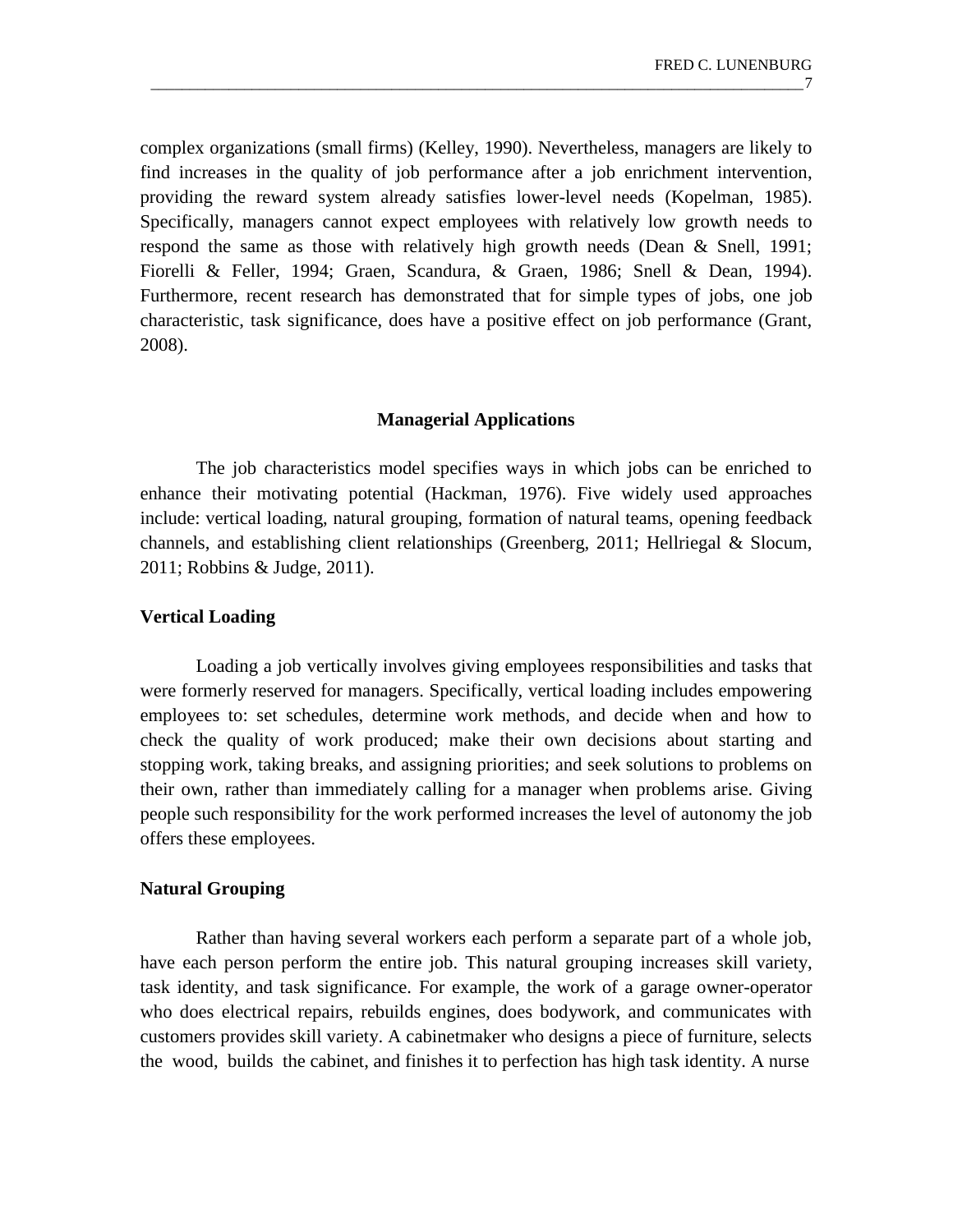complex organizations (small firms) (Kelley, 1990). Nevertheless, managers are likely to find increases in the quality of job performance after a job enrichment intervention, providing the reward system already satisfies lower-level needs (Kopelman, 1985). Specifically, managers cannot expect employees with relatively low growth needs to respond the same as those with relatively high growth needs (Dean & Snell, 1991; Fiorelli & Feller, 1994; Graen, Scandura, & Graen, 1986; Snell & Dean, 1994). Furthermore, recent research has demonstrated that for simple types of jobs, one job characteristic, task significance, does have a positive effect on job performance (Grant, 2008).

## Managerial Applications

The job characteristics model specifies ways in which jobs can be enriched to enhance their motivating potential (Hackman, 1976). Five widely used approaches include: vertical loading, natural grouping, formation of natural teams, opening feedback channels, and establishing client relationships (Greenberg, 2011; Hellriegal & Slocum, 2011; Robbins & Judge, 2011).

### Vertical Loading

Loading a job vertically involves giving employees responsibilities and tasks that were formerly reserved for managers. Specifically, vertical loading includes empowering employees to: set schedules, determine work methods, and decide when and how to check the quality of work produced; make their own decisions about starting and stopping work, taking breaks, and assigning priorities; and seek solutions to problems on their own, rather than immediately calling for a manager when problems arise. Giving people such responsibility for the work performed increases the level of autonomy the job offers these employees.

### Natural Grouping

Rather than having several workers each perform a separate part of a whole job, have each person perform the entire job. This natural grouping increases skill variety, task identity, and task significance. For example, the work of a garage owner-operator who does electrical repairs, rebuilds engines, does bodywork, and communicates with customers provides skill variety. A cabinetmaker who designs a piece of furniture, selects the wood, builds the cabinet, and finishes it to perfection has high task identity. A nurse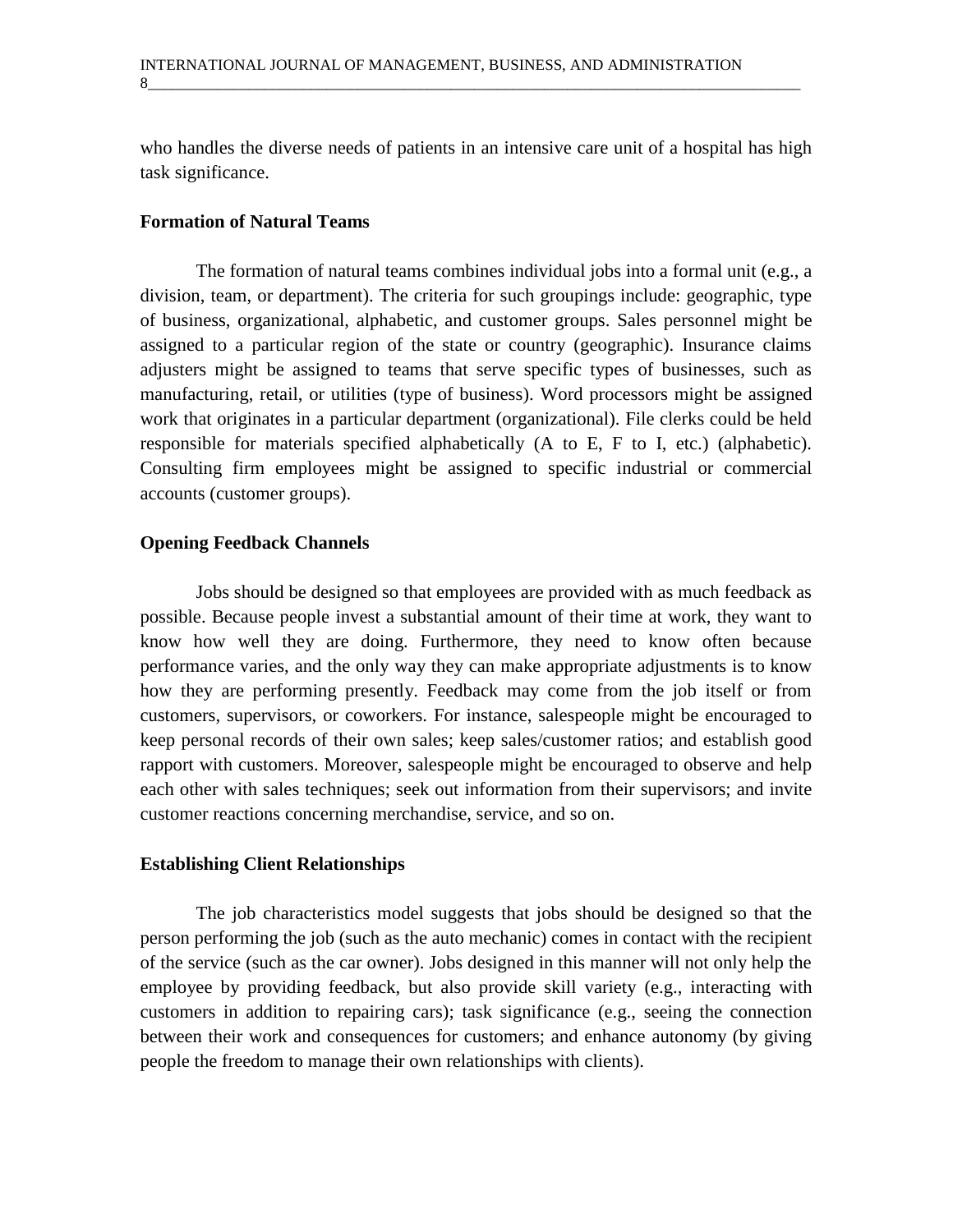who handles the diverse needs of patients in an intensive care unit of a hospital has high task significance.

**Formation of Natural Teams**

The formation of natural teams combines individual jobs into a formal unit (e.g., a division, team, or department). The criteria for such groupings include: geographic, type of business, organizational, alphabetic, and customer groups. Sales personnel might be assigned to a particular region of the state or country (geographic). Insurance claims adjusters might be assigned to teams that serve specific types of businesses, such as manufacturing, retail, or utilities (type of business). Word processors might be assigned work that originates in a particular department (organizational). File clerks could be held responsible for materials specified alphabetically (A to E, F to I, etc.) (alphabetic). Consulting firm employees might be assigned to specific industrial or commercial accounts (customer groups).

**Opening Feedback Channels**

Jobs should be designed so that employees are provided with as much feedback as possible. Because people invest a substantial amount of their time at work, they want to know how well they are doing. Furthermore, they need to know often because performance varies, and the only way they can make appropriate adjustments is to know how they are performing presently. Feedback may come from the job itself or from customers, supervisors, or coworkers. For instance, salespeople might be encouraged to keep personal records of their own sales; keep sales/customer ratios; and establish good rapport with customers. Moreover, salespeople might be encouraged to observe and help each other with sales techniques; seek out information from their supervisors; and invite customer reactions concerning merchandise, service, and so on.

**Establishing Client Relationships**

The job characteristics model suggests that jobs should be designed so that the person performing the job (such as the auto mechanic) comes in contact with the recipient of the service (such as the car owner). Jobs designed in this manner will not only help the employee by providing feedback, but also provide skill variety (e.g., interacting with customers in addition to repairing cars); task significance (e.g., seeing the connection between their work and consequences for customers; and enhance autonomy (by giving people the freedom to manage their own relationships with clients).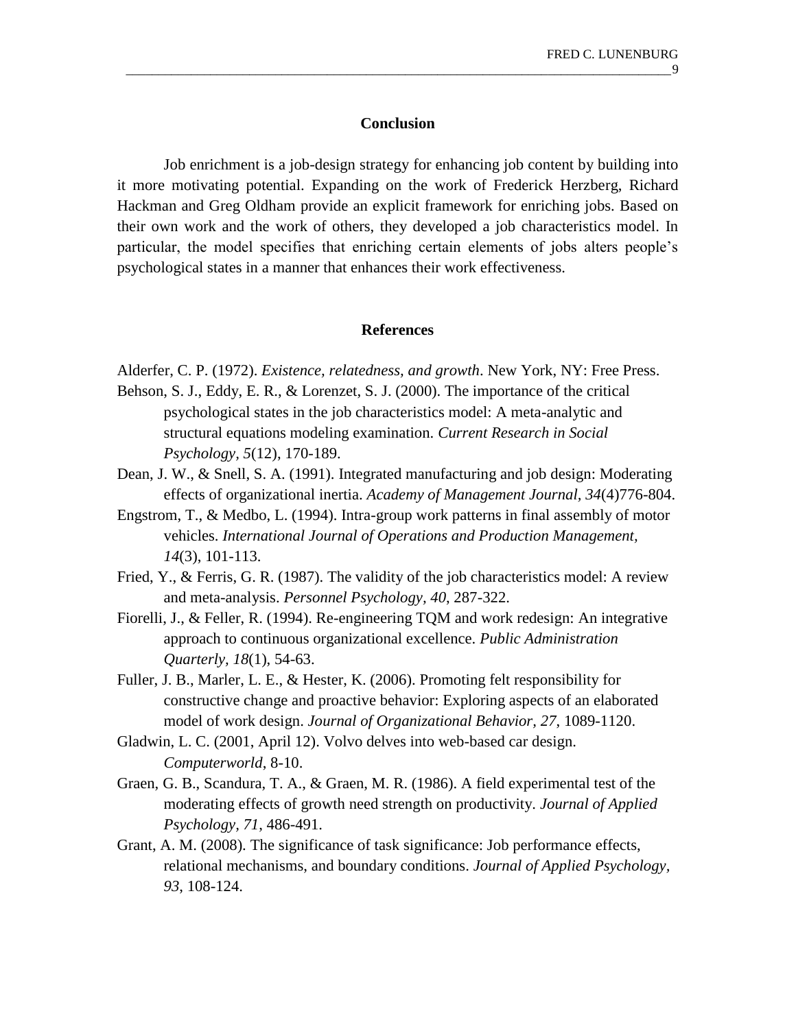## Conclusion

Job enrichment is a job-design strategy for enhancing job content by building into it more motivating potential. Expanding on the work of Frederick Herzberg, Richard Hackman and Greg Oldham provide an explicit framework for enriching jobs. Based on their own work and the work of others, they developed a job characteristics model. In particular, the model specifies that enriching certain elements of jobs alters people's psychological states in a manner that enhances their work effectiveness.

## References

Alderfer, C. P. (1972). *Existence, relatedness, and growth*. New York, NY: Free Press.

Behson, S. J., Eddy, E. R., & Lorenzet, S. J. (2000). The importance of the critical psychological states in the job characteristics model: A meta-analytic and structural equations modeling examination. *Current Research in Social Psychology, 5*(12), 170-189.

Dean, J. W., & Snell, S. A. (1991). Integrated manufacturing and job design: Moderating effects of organizational inertia. *Academy of Management Journal, 34*(4)776-804.

Engstrom, T., & Medbo, L. (1994). Intra-group work patterns in final assembly of motor vehicles. *International Journal of Operations and Production Management, 14*(3), 101-113.

Fried, Y., & Ferris, G. R. (1987). The validity of the job characteristics model: A review and meta-analysis. *Personnel Psychology, 40*, 287-322.

Fiorelli, J., & Feller, R. (1994). Re-engineering TQM and work redesign: An integrative approach to continuous organizational excellence. *Public Administration Quarterly, 18*(1), 54-63.

Fuller, J. B., Marler, L. E., & Hester, K. (2006). Promoting felt responsibility for constructive change and proactive behavior: Exploring aspects of an elaborated model of work design. *Journal of Organizational Behavior, 27*, 1089-1120.

Gladwin, L. C. (2001, April 12). Volvo delves into web-based car design. *Computerworld*, 8-10.

Graen, G. B., Scandura, T. A., & Graen, M. R. (1986). A field experimental test of the moderating effects of growth need strength on productivity. *Journal of Applied Psychology, 71*, 486-491.

Grant, A. M. (2008). The significance of task significance: Job performance effects, relational mechanisms, and boundary conditions. *Journal of Applied Psychology, 93*, 108-124.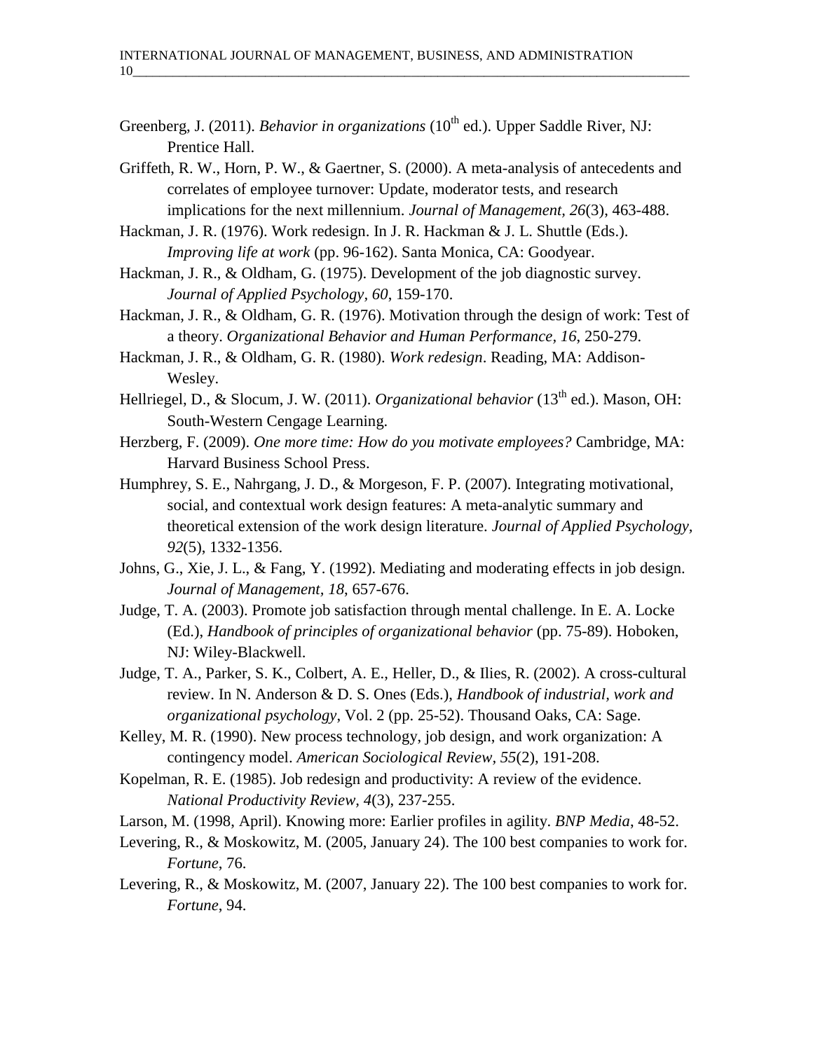Greenberg, J. (2011). *Behavior in organizations* (10th ed.). Upper Saddle River, NJ: Prentice Hall.

Griffeth, R. W., Horn, P. W., & Gaertner, S. (2000). A meta-analysis of antecedents and correlates of employee turnover: Update, moderator tests, and research implications for the next millennium. *Journal of Management, 26*(3), 463-488.

Hackman, J. R. (1976). Work redesign. In J. R. Hackman & J. L. Shuttle (Eds.). *Improving life at work* (pp. 96-162). Santa Monica, CA: Goodyear.

Hackman, J. R., & Oldham, G. (1975). Development of the job diagnostic survey. *Journal of Applied Psychology, 60*, 159-170.

Hackman, J. R., & Oldham, G. R. (1976). Motivation through the design of work: Test of a theory. *Organizational Behavior and Human Performance, 16*, 250-279.

Hackman, J. R., & Oldham, G. R. (1980). *Work redesign*. Reading, MA: Addison-Wesley.

Hellriegel, D., & Slocum, J. W. (2011). *Organizational behavior* (13th ed.). Mason, OH: South-Western Cengage Learning.

Herzberg, F. (2009). *One more time: How do you motivate employees?* Cambridge, MA: Harvard Business School Press.

Humphrey, S. E., Nahrgang, J. D., & Morgeson, F. P. (2007). Integrating motivational, social, and contextual work design features: A meta-analytic summary and theoretical extension of the work design literature. *Journal of Applied Psychology, 92*(5), 1332-1356.

Johns, G., Xie, J. L., & Fang, Y. (1992). Mediating and moderating effects in job design. *Journal of Management, 18*, 657-676.

Judge, T. A. (2003). Promote job satisfaction through mental challenge. In E. A. Locke (Ed.), *Handbook of principles of organizational behavior* (pp. 75-89). Hoboken, NJ: Wiley-Blackwell.

Judge, T. A., Parker, S. K., Colbert, A. E., Heller, D., & Ilies, R. (2002). A cross-cultural review. In N. Anderson & D. S. Ones (Eds.), *Handbook of industrial, work and organizational psychology*, Vol. 2 (pp. 25-52). Thousand Oaks, CA: Sage.

Kelley, M. R. (1990). New process technology, job design, and work organization: A contingency model. *American Sociological Review, 55*(2), 191-208.

Kopelman, R. E. (1985). Job redesign and productivity: A review of the evidence. *National Productivity Review, 4*(3), 237-255.

Larson, M. (1998, April). Knowing more: Earlier profiles in agility. *BNP Media*, 48-52.

Levering, R., & Moskowitz, M. (2005, January 24). The 100 best companies to work for. *Fortune*, 76.

Levering, R., & Moskowitz, M. (2007, January 22). The 100 best companies to work for. *Fortune*, 94.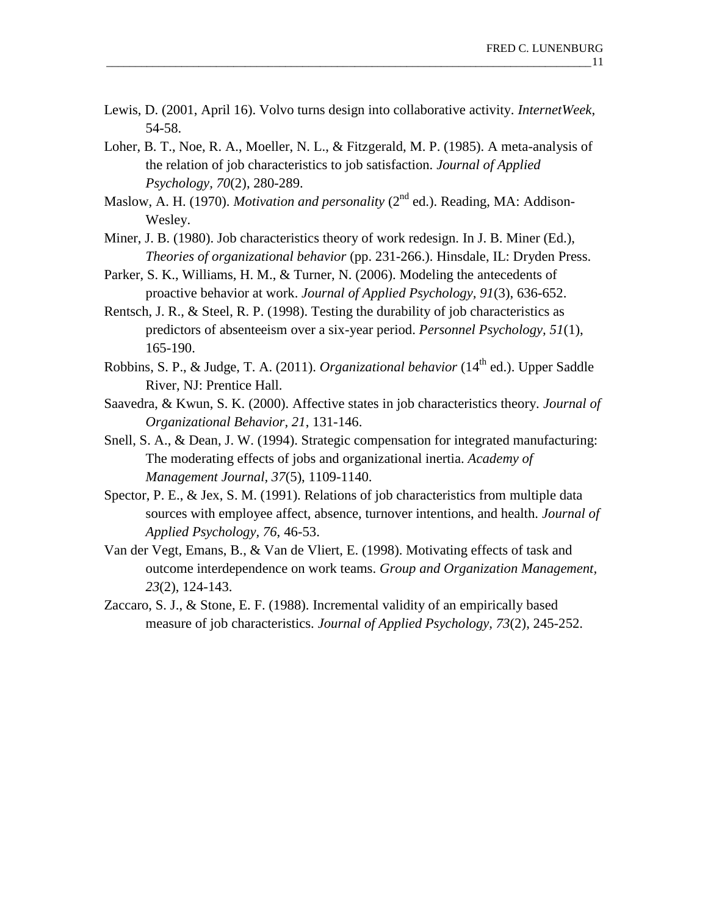Lewis, D. (2001, April 16). Volvo turns design into collaborative activity. *InternetWeek*, 54-58.

Loher, B. T., Noe, R. A., Moeller, N. L., & Fitzgerald, M. P. (1985). A meta-analysis of the relation of job characteristics to job satisfaction. *Journal of Applied Psychology, 70*(2), 280-289.

Maslow, A. H. (1970). *Motivation and personality* (2nd ed.). Reading, MA: Addison-Wesley.

Miner, J. B. (1980). Job characteristics theory of work redesign. In J. B. Miner (Ed.), *Theories of organizational behavior* (pp. 231-266.). Hinsdale, IL: Dryden Press.

Parker, S. K., Williams, H. M., & Turner, N. (2006). Modeling the antecedents of proactive behavior at work. *Journal of Applied Psychology, 91*(3), 636-652.

Rentsch, J. R., & Steel, R. P. (1998). Testing the durability of job characteristics as predictors of absenteeism over a six-year period. *Personnel Psychology, 51*(1), 165-190.

Robbins, S. P., & Judge, T. A. (2011). *Organizational behavior* (14th ed.). Upper Saddle River, NJ: Prentice Hall.

Saavedra, & Kwun, S. K. (2000). Affective states in job characteristics theory. *Journal of Organizational Behavior, 21*, 131-146.

Snell, S. A., & Dean, J. W. (1994). Strategic compensation for integrated manufacturing: The moderating effects of jobs and organizational inertia. *Academy of Management Journal, 37*(5), 1109-1140.

Spector, P. E., & Jex, S. M. (1991). Relations of job characteristics from multiple data sources with employee affect, absence, turnover intentions, and health. *Journal of Applied Psychology, 76*, 46-53.

Van der Vegt, Emans, B., & Van de Vliert, E. (1998). Motivating effects of task and outcome interdependence on work teams. *Group and Organization Management, 23*(2), 124-143.

Zaccaro, S. J., & Stone, E. F. (1988). Incremental validity of an empirically based measure of job characteristics. *Journal of Applied Psychology, 73*(2), 245-252.